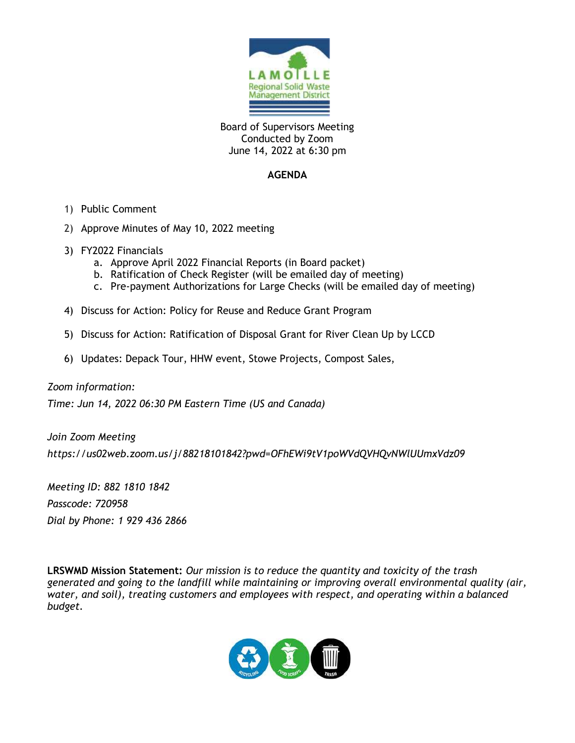LAMOILLE
Regional Solid Waste
Management District

Board of Supervisors Meeting
Conducted by Zoom
June 14, 2022 at 6:30 pm

**AGENDA**

1) Public Comment
2) Approve Minutes of May 10, 2022 meeting
3) FY2022 Financials
   a. Approve April 2022 Financial Reports (in Board packet)
   b. Ratification of Check Register (will be emailed day of meeting)
   c. Pre-payment Authorizations for Large Checks (will be emailed day of meeting)
4) Discuss for Action: Policy for Reuse and Reduce Grant Program
5) Discuss for Action: Ratification of Disposal Grant for River Clean Up by LCCD
6) Updates: Depack Tour, HHW event, Stowe Projects, Compost Sales,

*Zoom information:*

*Time: Jun 14, 2022 06:30 PM Eastern Time (US and Canada)*

*Join Zoom Meeting*

*https://us02web.zoom.us/j/88218101842?pwd=OFhEWi9tV1poWVdQVHQvNWlUUmxVdz09*

*Meeting ID: 882 1810 1842*

*Passcode: 720958*

*Dial by Phone: 1 929 436 2866*

**LRSWMD Mission Statement:** *Our mission is to reduce the quantity and toxicity of the trash generated and going to the landfill while maintaining or improving overall environmental quality (air, water, and soil), treating customers and employees with respect, and operating within a balanced budget.*

RECYCLING FOOD SCRAPS TRASH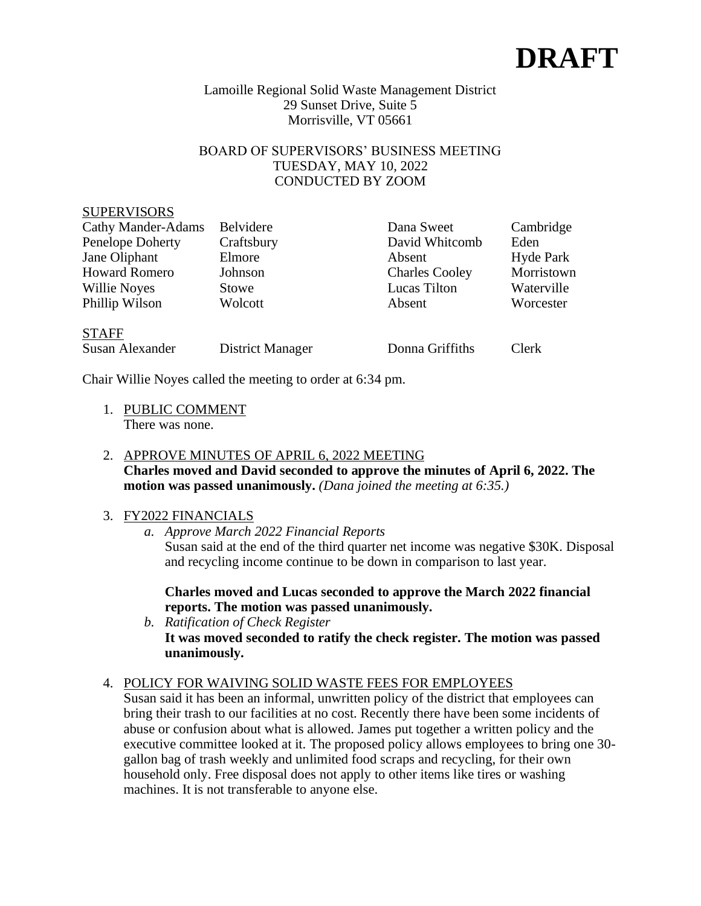# DRAFT

Lamoille Regional Solid Waste Management District
29 Sunset Drive, Suite 5
Morrisville, VT 05661

BOARD OF SUPERVISORS' BUSINESS MEETING
TUESDAY, MAY 10, 2022
CONDUCTED BY ZOOM

SUPERVISORS

| | | | |
|---|---|---|---|
| Cathy Mander-Adams | Belvidere | Dana Sweet | Cambridge |
| Penelope Doherty | Craftsbury | David Whitcomb | Eden |
| Jane Oliphant | Elmore | Absent | Hyde Park |
| Howard Romero | Johnson | Charles Cooley | Morristown |
| Willie Noyes | Stowe | Lucas Tilton | Waterville |
| Phillip Wilson | Wolcott | Absent | Worcester |

STAFF

| | | | |
|---|---|---|---|
| Susan Alexander | District Manager | Donna Griffiths | Clerk |

Chair Willie Noyes called the meeting to order at 6:34 pm.

1. PUBLIC COMMENT
   There was none.

2. APPROVE MINUTES OF APRIL 6, 2022 MEETING
   **Charles moved and David seconded to approve the minutes of April 6, 2022. The motion was passed unanimously.** *(Dana joined the meeting at 6:35.)*

3. FY2022 FINANCIALS
   a. *Approve March 2022 Financial Reports*
      Susan said at the end of the third quarter net income was negative $30K. Disposal and recycling income continue to be down in comparison to last year.

      **Charles moved and Lucas seconded to approve the March 2022 financial reports. The motion was passed unanimously.**
   b. *Ratification of Check Register*
      **It was moved seconded to ratify the check register. The motion was passed unanimously.**

4. POLICY FOR WAIVING SOLID WASTE FEES FOR EMPLOYEES
   Susan said it has been an informal, unwritten policy of the district that employees can bring their trash to our facilities at no cost. Recently there have been some incidents of abuse or confusion about what is allowed. James put together a written policy and the executive committee looked at it. The proposed policy allows employees to bring one 30-gallon bag of trash weekly and unlimited food scraps and recycling, for their own household only. Free disposal does not apply to other items like tires or washing machines. It is not transferable to anyone else.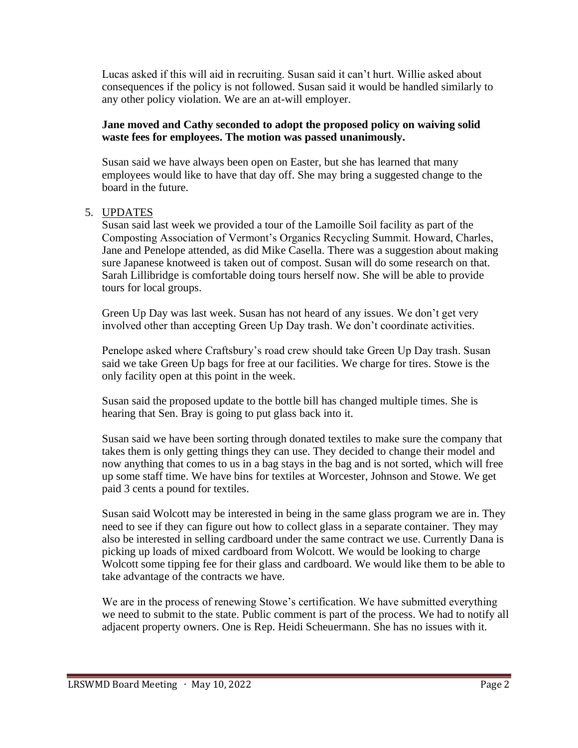Lucas asked if this will aid in recruiting. Susan said it can't hurt. Willie asked about consequences if the policy is not followed. Susan said it would be handled similarly to any other policy violation. We are an at-will employer.

**Jane moved and Cathy seconded to adopt the proposed policy on waiving solid waste fees for employees. The motion was passed unanimously.**

Susan said we have always been open on Easter, but she has learned that many employees would like to have that day off. She may bring a suggested change to the board in the future.

5. UPDATES

Susan said last week we provided a tour of the Lamoille Soil facility as part of the Composting Association of Vermont's Organics Recycling Summit. Howard, Charles, Jane and Penelope attended, as did Mike Casella. There was a suggestion about making sure Japanese knotweed is taken out of compost. Susan will do some research on that. Sarah Lillibridge is comfortable doing tours herself now. She will be able to provide tours for local groups.

Green Up Day was last week. Susan has not heard of any issues. We don't get very involved other than accepting Green Up Day trash. We don't coordinate activities.

Penelope asked where Craftsbury's road crew should take Green Up Day trash. Susan said we take Green Up bags for free at our facilities. We charge for tires. Stowe is the only facility open at this point in the week.

Susan said the proposed update to the bottle bill has changed multiple times. She is hearing that Sen. Bray is going to put glass back into it.

Susan said we have been sorting through donated textiles to make sure the company that takes them is only getting things they can use. They decided to change their model and now anything that comes to us in a bag stays in the bag and is not sorted, which will free up some staff time. We have bins for textiles at Worcester, Johnson and Stowe. We get paid 3 cents a pound for textiles.

Susan said Wolcott may be interested in being in the same glass program we are in. They need to see if they can figure out how to collect glass in a separate container. They may also be interested in selling cardboard under the same contract we use. Currently Dana is picking up loads of mixed cardboard from Wolcott. We would be looking to charge Wolcott some tipping fee for their glass and cardboard. We would like them to be able to take advantage of the contracts we have.

We are in the process of renewing Stowe's certification. We have submitted everything we need to submit to the state. Public comment is part of the process. We had to notify all adjacent property owners. One is Rep. Heidi Scheuermann. She has no issues with it.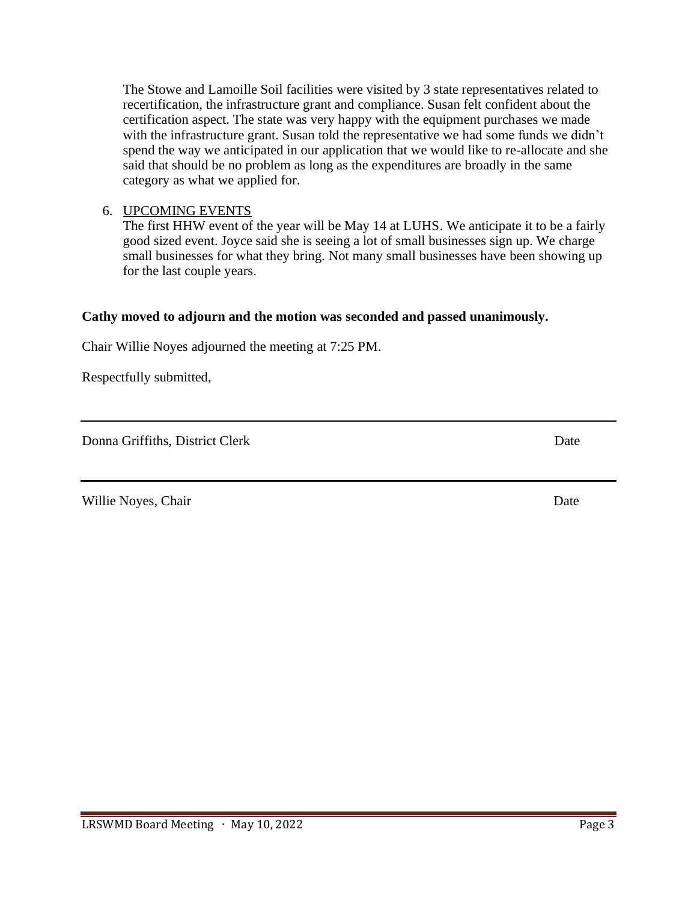The Stowe and Lamoille Soil facilities were visited by 3 state representatives related to recertification, the infrastructure grant and compliance. Susan felt confident about the certification aspect. The state was very happy with the equipment purchases we made with the infrastructure grant. Susan told the representative we had some funds we didn't spend the way we anticipated in our application that we would like to re-allocate and she said that should be no problem as long as the expenditures are broadly in the same category as what we applied for.

6. UPCOMING EVENTS

   The first HHW event of the year will be May 14 at LUHS. We anticipate it to be a fairly good sized event. Joyce said she is seeing a lot of small businesses sign up. We charge small businesses for what they bring. Not many small businesses have been showing up for the last couple years.

**Cathy moved to adjourn and the motion was seconded and passed unanimously.**

Chair Willie Noyes adjourned the meeting at 7:25 PM.

Respectfully submitted,

---

Donna Griffiths, District Clerk Date

---

Willie Noyes, Chair Date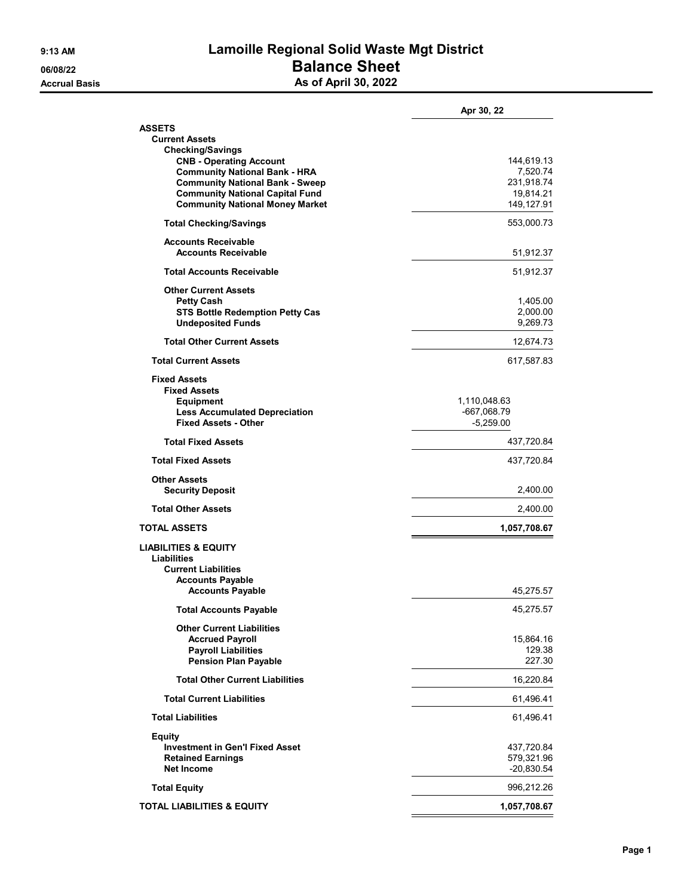9:13 AM
06/08/22
Accrual Basis

# Lamoille Regional Solid Waste Mgt District
## Balance Sheet
### As of April 30, 2022

| | | Apr 30, 22 |
|---|---|---|
| **ASSETS** | | |
| **Current Assets** | | |
| **Checking/Savings** | | |
| **CNB - Operating Account** | | 144,619.13 |
| **Community National Bank - HRA** | | 7,520.74 |
| **Community National Bank - Sweep** | | 231,918.74 |
| **Community National Capital Fund** | | 19,814.21 |
| **Community National Money Market** | | 149,127.91 |
| **Total Checking/Savings** | | 553,000.73 |
| **Accounts Receivable** | | |
| **Accounts Receivable** | | 51,912.37 |
| **Total Accounts Receivable** | | 51,912.37 |
| **Other Current Assets** | | |
| **Petty Cash** | | 1,405.00 |
| **STS Bottle Redemption Petty Cas** | | 2,000.00 |
| **Undeposited Funds** | | 9,269.73 |
| **Total Other Current Assets** | | 12,674.73 |
| **Total Current Assets** | | 617,587.83 |
| **Fixed Assets** | | |
| **Fixed Assets** | | |
| **Equipment** | 1,110,048.63 | |
| **Less Accumulated Depreciation** | -667,068.79 | |
| **Fixed Assets - Other** | -5,259.00 | |
| **Total Fixed Assets** | | 437,720.84 |
| **Total Fixed Assets** | | 437,720.84 |
| **Other Assets** | | |
| **Security Deposit** | | 2,400.00 |
| **Total Other Assets** | | 2,400.00 |
| **TOTAL ASSETS** | | **1,057,708.67** |
| **LIABILITIES & EQUITY** | | |
| **Liabilities** | | |
| **Current Liabilities** | | |
| **Accounts Payable** | | |
| **Accounts Payable** | | 45,275.57 |
| **Total Accounts Payable** | | 45,275.57 |
| **Other Current Liabilities** | | |
| **Accrued Payroll** | | 15,864.16 |
| **Payroll Liabilities** | | 129.38 |
| **Pension Plan Payable** | | 227.30 |
| **Total Other Current Liabilities** | | 16,220.84 |
| **Total Current Liabilities** | | 61,496.41 |
| **Total Liabilities** | | 61,496.41 |
| **Equity** | | |
| **Investment in Gen'l Fixed Asset** | | 437,720.84 |
| **Retained Earnings** | | 579,321.96 |
| **Net Income** | | -20,830.54 |
| **Total Equity** | | 996,212.26 |
| **TOTAL LIABILITIES & EQUITY** | | **1,057,708.67** |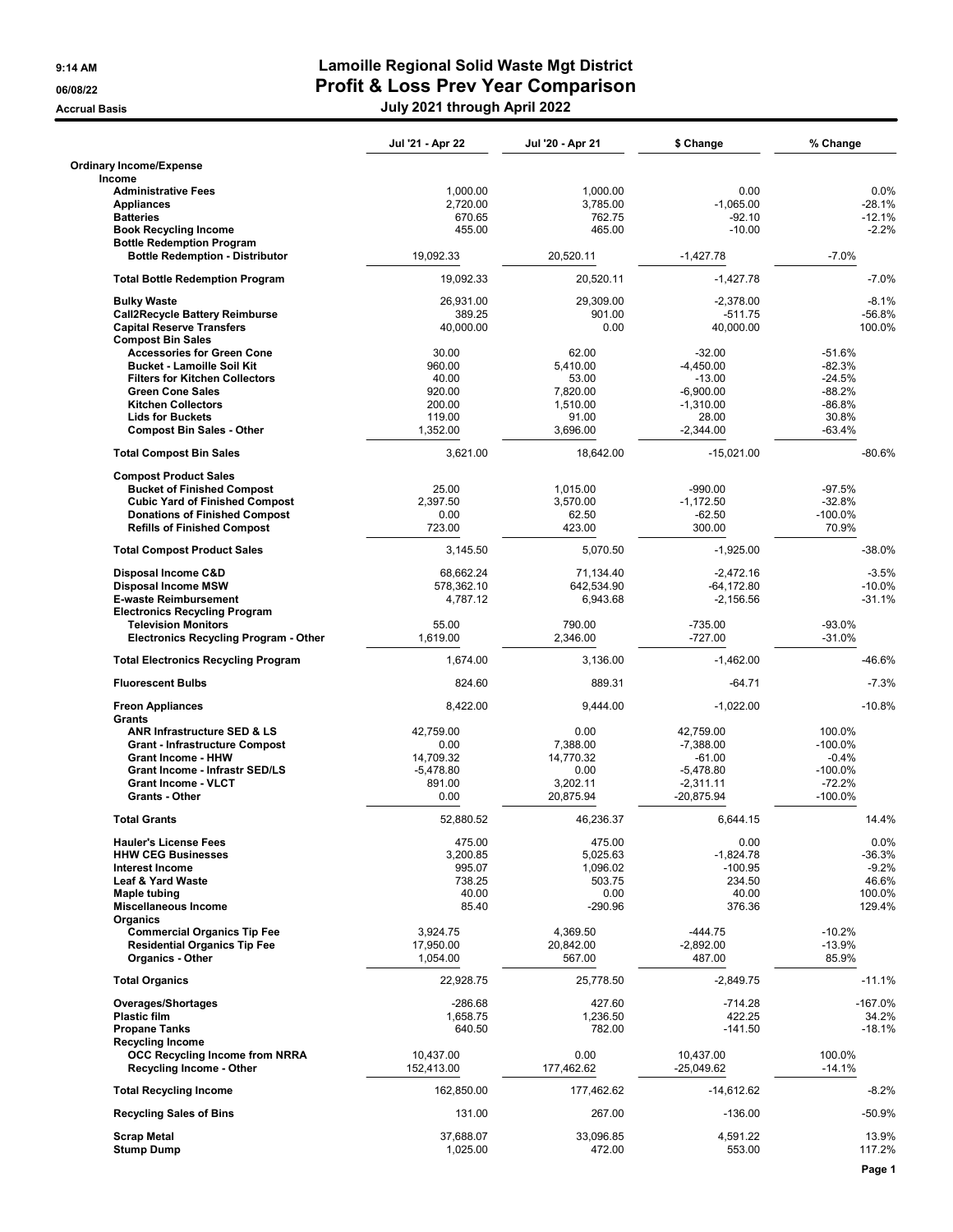# Lamoille Regional Solid Waste Mgt District

## Profit & Loss Prev Year Comparison

### July 2021 through April 2022

9:14 AM
06/08/22
Accrual Basis

| | Jul '21 - Apr 22 | Jul '20 - Apr 21 | $ Change | % Change |
|---|---|---|---|---|
| **Ordinary Income/Expense** | | | | |
| **Income** | | | | |
| **Administrative Fees** | 1,000.00 | 1,000.00 | 0.00 | 0.0% |
| **Appliances** | 2,720.00 | 3,785.00 | -1,065.00 | -28.1% |
| **Batteries** | 670.65 | 762.75 | -92.10 | -12.1% |
| **Book Recycling Income** | 455.00 | 465.00 | -10.00 | -2.2% |
| **Bottle Redemption Program** | | | | |
| **Bottle Redemption - Distributor** | 19,092.33 | 20,520.11 | -1,427.78 | -7.0% |
| **Total Bottle Redemption Program** | 19,092.33 | 20,520.11 | -1,427.78 | -7.0% |
| **Bulky Waste** | 26,931.00 | 29,309.00 | -2,378.00 | -8.1% |
| **Call2Recycle Battery Reimburse** | 389.25 | 901.00 | -511.75 | -56.8% |
| **Capital Reserve Transfers** | 40,000.00 | 0.00 | 40,000.00 | 100.0% |
| **Compost Bin Sales** | | | | |
| **Accessories for Green Cone** | 30.00 | 62.00 | -32.00 | -51.6% |
| **Bucket - Lamoille Soil Kit** | 960.00 | 5,410.00 | -4,450.00 | -82.3% |
| **Filters for Kitchen Collectors** | 40.00 | 53.00 | -13.00 | -24.5% |
| **Green Cone Sales** | 920.00 | 7,820.00 | -6,900.00 | -88.2% |
| **Kitchen Collectors** | 200.00 | 1,510.00 | -1,310.00 | -86.8% |
| **Lids for Buckets** | 119.00 | 91.00 | 28.00 | 30.8% |
| **Compost Bin Sales - Other** | 1,352.00 | 3,696.00 | -2,344.00 | -63.4% |
| **Total Compost Bin Sales** | 3,621.00 | 18,642.00 | -15,021.00 | -80.6% |
| **Compost Product Sales** | | | | |
| **Bucket of Finished Compost** | 25.00 | 1,015.00 | -990.00 | -97.5% |
| **Cubic Yard of Finished Compost** | 2,397.50 | 3,570.00 | -1,172.50 | -32.8% |
| **Donations of Finished Compost** | 0.00 | 62.50 | -62.50 | -100.0% |
| **Refills of Finished Compost** | 723.00 | 423.00 | 300.00 | 70.9% |
| **Total Compost Product Sales** | 3,145.50 | 5,070.50 | -1,925.00 | -38.0% |
| **Disposal Income C&D** | 68,662.24 | 71,134.40 | -2,472.16 | -3.5% |
| **Disposal Income MSW** | 578,362.10 | 642,534.90 | -64,172.80 | -10.0% |
| **E-waste Reimbursement** | 4,787.12 | 6,943.68 | -2,156.56 | -31.1% |
| **Electronics Recycling Program** | | | | |
| **Television Monitors** | 55.00 | 790.00 | -735.00 | -93.0% |
| **Electronics Recycling Program - Other** | 1,619.00 | 2,346.00 | -727.00 | -31.0% |
| **Total Electronics Recycling Program** | 1,674.00 | 3,136.00 | -1,462.00 | -46.6% |
| **Fluorescent Bulbs** | 824.60 | 889.31 | -64.71 | -7.3% |
| **Freon Appliances** | 8,422.00 | 9,444.00 | -1,022.00 | -10.8% |
| **Grants** | | | | |
| **ANR Infrastructure SED & LS** | 42,759.00 | 0.00 | 42,759.00 | 100.0% |
| **Grant - Infrastructure Compost** | 0.00 | 7,388.00 | -7,388.00 | -100.0% |
| **Grant Income - HHW** | 14,709.32 | 14,770.32 | -61.00 | -0.4% |
| **Grant Income - Infrastr SED/LS** | -5,478.80 | 0.00 | -5,478.80 | -100.0% |
| **Grant Income - VLCT** | 891.00 | 3,202.11 | -2,311.11 | -72.2% |
| **Grants - Other** | 0.00 | 20,875.94 | -20,875.94 | -100.0% |
| **Total Grants** | 52,880.52 | 46,236.37 | 6,644.15 | 14.4% |
| **Hauler's License Fees** | 475.00 | 475.00 | 0.00 | 0.0% |
| **HHW CEG Businesses** | 3,200.85 | 5,025.63 | -1,824.78 | -36.3% |
| **Interest Income** | 995.07 | 1,096.02 | -100.95 | -9.2% |
| **Leaf & Yard Waste** | 738.25 | 503.75 | 234.50 | 46.6% |
| **Maple tubing** | 40.00 | 0.00 | 40.00 | 100.0% |
| **Miscellaneous Income** | 85.40 | -290.96 | 376.36 | 129.4% |
| **Organics** | | | | |
| **Commercial Organics Tip Fee** | 3,924.75 | 4,369.50 | -444.75 | -10.2% |
| **Residential Organics Tip Fee** | 17,950.00 | 20,842.00 | -2,892.00 | -13.9% |
| **Organics - Other** | 1,054.00 | 567.00 | 487.00 | 85.9% |
| **Total Organics** | 22,928.75 | 25,778.50 | -2,849.75 | -11.1% |
| **Overages/Shortages** | -286.68 | 427.60 | -714.28 | -167.0% |
| **Plastic film** | 1,658.75 | 1,236.50 | 422.25 | 34.2% |
| **Propane Tanks** | 640.50 | 782.00 | -141.50 | -18.1% |
| **Recycling Income** | | | | |
| **OCC Recycling Income from NRRA** | 10,437.00 | 0.00 | 10,437.00 | 100.0% |
| **Recycling Income - Other** | 152,413.00 | 177,462.62 | -25,049.62 | -14.1% |
| **Total Recycling Income** | 162,850.00 | 177,462.62 | -14,612.62 | -8.2% |
| **Recycling Sales of Bins** | 131.00 | 267.00 | -136.00 | -50.9% |
| **Scrap Metal** | 37,688.07 | 33,096.85 | 4,591.22 | 13.9% |
| **Stump Dump** | 1,025.00 | 472.00 | 553.00 | 117.2% |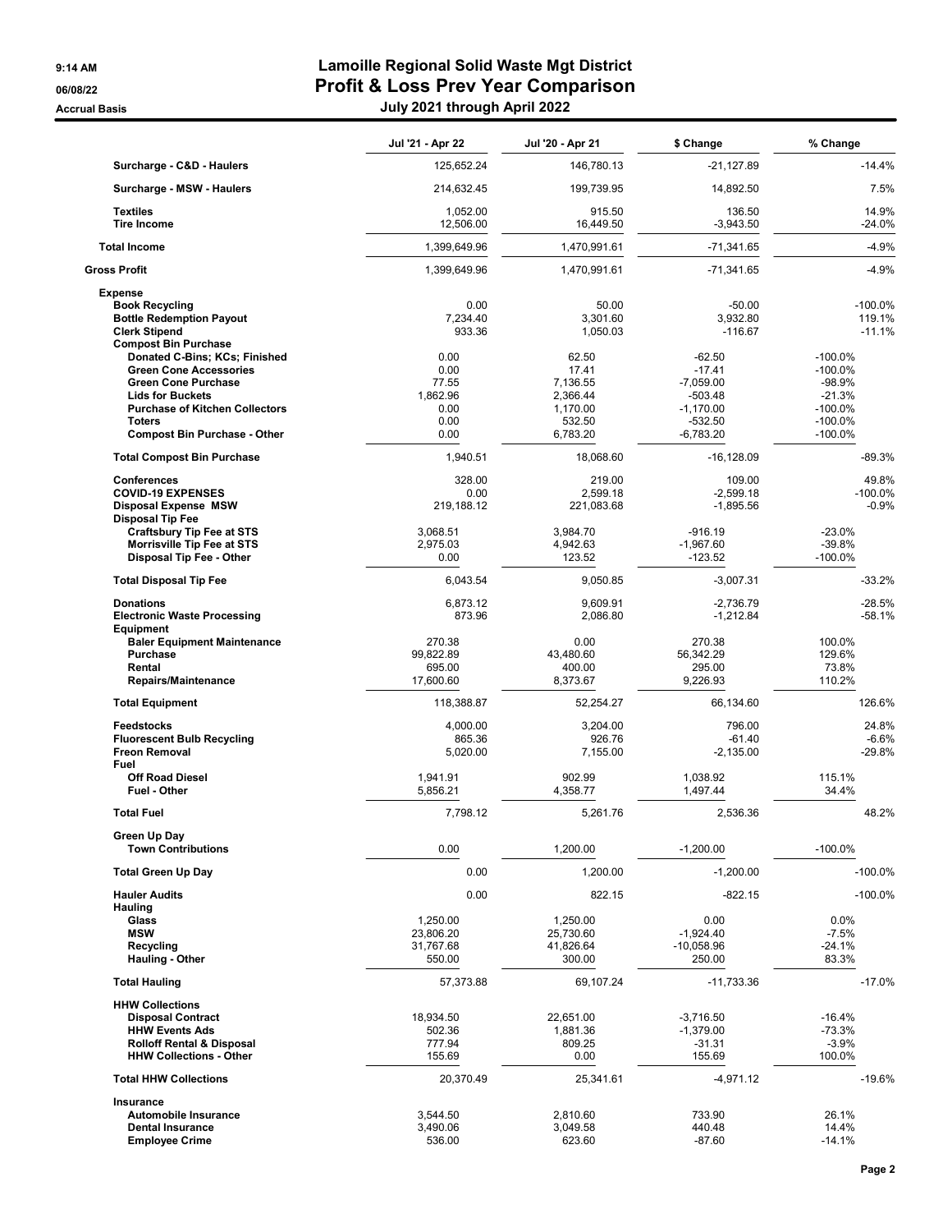# Lamoille Regional Solid Waste Mgt District

## Profit & Loss Prev Year Comparison

### July 2021 through April 2022

9:14 AM
06/08/22
Accrual Basis

| | Jul '21 - Apr 22 | Jul '20 - Apr 21 | $ Change | % Change |
|---|---|---|---|---|
| **Surcharge - C&D - Haulers** | 125,652.24 | 146,780.13 | -21,127.89 | -14.4% |
| **Surcharge - MSW - Haulers** | 214,632.45 | 199,739.95 | 14,892.50 | 7.5% |
| **Textiles** | 1,052.00 | 915.50 | 136.50 | 14.9% |
| **Tire Income** | 12,506.00 | 16,449.50 | -3,943.50 | -24.0% |
| **Total Income** | 1,399,649.96 | 1,470,991.61 | -71,341.65 | -4.9% |
| **Gross Profit** | 1,399,649.96 | 1,470,991.61 | -71,341.65 | -4.9% |
| **Expense** | | | | |
| **Book Recycling** | 0.00 | 50.00 | -50.00 | -100.0% |
| **Bottle Redemption Payout** | 7,234.40 | 3,301.60 | 3,932.80 | 119.1% |
| **Clerk Stipend** | 933.36 | 1,050.03 | -116.67 | -11.1% |
| **Compost Bin Purchase** | | | | |
| **Donated C-Bins; KCs; Finished** | 0.00 | 62.50 | -62.50 | -100.0% |
| **Green Cone Accessories** | 0.00 | 17.41 | -17.41 | -100.0% |
| **Green Cone Purchase** | 77.55 | 7,136.55 | -7,059.00 | -98.9% |
| **Lids for Buckets** | 1,862.96 | 2,366.44 | -503.48 | -21.3% |
| **Purchase of Kitchen Collectors** | 0.00 | 1,170.00 | -1,170.00 | -100.0% |
| **Toters** | 0.00 | 532.50 | -532.50 | -100.0% |
| **Compost Bin Purchase - Other** | 0.00 | 6,783.20 | -6,783.20 | -100.0% |
| **Total Compost Bin Purchase** | 1,940.51 | 18,068.60 | -16,128.09 | -89.3% |
| **Conferences** | 328.00 | 219.00 | 109.00 | 49.8% |
| **COVID-19 EXPENSES** | 0.00 | 2,599.18 | -2,599.18 | -100.0% |
| **Disposal Expense MSW** | 219,188.12 | 221,083.68 | -1,895.56 | -0.9% |
| **Disposal Tip Fee** | | | | |
| **Craftsbury Tip Fee at STS** | 3,068.51 | 3,984.70 | -916.19 | -23.0% |
| **Morrisville Tip Fee at STS** | 2,975.03 | 4,942.63 | -1,967.60 | -39.8% |
| **Disposal Tip Fee - Other** | 0.00 | 123.52 | -123.52 | -100.0% |
| **Total Disposal Tip Fee** | 6,043.54 | 9,050.85 | -3,007.31 | -33.2% |
| **Donations** | 6,873.12 | 9,609.91 | -2,736.79 | -28.5% |
| **Electronic Waste Processing** | 873.96 | 2,086.80 | -1,212.84 | -58.1% |
| **Equipment** | | | | |
| **Baler Equipment Maintenance** | 270.38 | 0.00 | 270.38 | 100.0% |
| **Purchase** | 99,822.89 | 43,480.60 | 56,342.29 | 129.6% |
| **Rental** | 695.00 | 400.00 | 295.00 | 73.8% |
| **Repairs/Maintenance** | 17,600.60 | 8,373.67 | 9,226.93 | 110.2% |
| **Total Equipment** | 118,388.87 | 52,254.27 | 66,134.60 | 126.6% |
| **Feedstocks** | 4,000.00 | 3,204.00 | 796.00 | 24.8% |
| **Fluorescent Bulb Recycling** | 865.36 | 926.76 | -61.40 | -6.6% |
| **Freon Removal** | 5,020.00 | 7,155.00 | -2,135.00 | -29.8% |
| **Fuel** | | | | |
| **Off Road Diesel** | 1,941.91 | 902.99 | 1,038.92 | 115.1% |
| **Fuel - Other** | 5,856.21 | 4,358.77 | 1,497.44 | 34.4% |
| **Total Fuel** | 7,798.12 | 5,261.76 | 2,536.36 | 48.2% |
| **Green Up Day** | | | | |
| **Town Contributions** | 0.00 | 1,200.00 | -1,200.00 | -100.0% |
| **Total Green Up Day** | 0.00 | 1,200.00 | -1,200.00 | -100.0% |
| **Hauler Audits** | 0.00 | 822.15 | -822.15 | -100.0% |
| **Hauling** | | | | |
| **Glass** | 1,250.00 | 1,250.00 | 0.00 | 0.0% |
| **MSW** | 23,806.20 | 25,730.60 | -1,924.40 | -7.5% |
| **Recycling** | 31,767.68 | 41,826.64 | -10,058.96 | -24.1% |
| **Hauling - Other** | 550.00 | 300.00 | 250.00 | 83.3% |
| **Total Hauling** | 57,373.88 | 69,107.24 | -11,733.36 | -17.0% |
| **HHW Collections** | | | | |
| **Disposal Contract** | 18,934.50 | 22,651.00 | -3,716.50 | -16.4% |
| **HHW Events Ads** | 502.36 | 1,881.36 | -1,379.00 | -73.3% |
| **Rolloff Rental & Disposal** | 777.94 | 809.25 | -31.31 | -3.9% |
| **HHW Collections - Other** | 155.69 | 0.00 | 155.69 | 100.0% |
| **Total HHW Collections** | 20,370.49 | 25,341.61 | -4,971.12 | -19.6% |
| **Insurance** | | | | |
| **Automobile Insurance** | 3,544.50 | 2,810.60 | 733.90 | 26.1% |
| **Dental Insurance** | 3,490.06 | 3,049.58 | 440.48 | 14.4% |
| **Employee Crime** | 536.00 | 623.60 | -87.60 | -14.1% |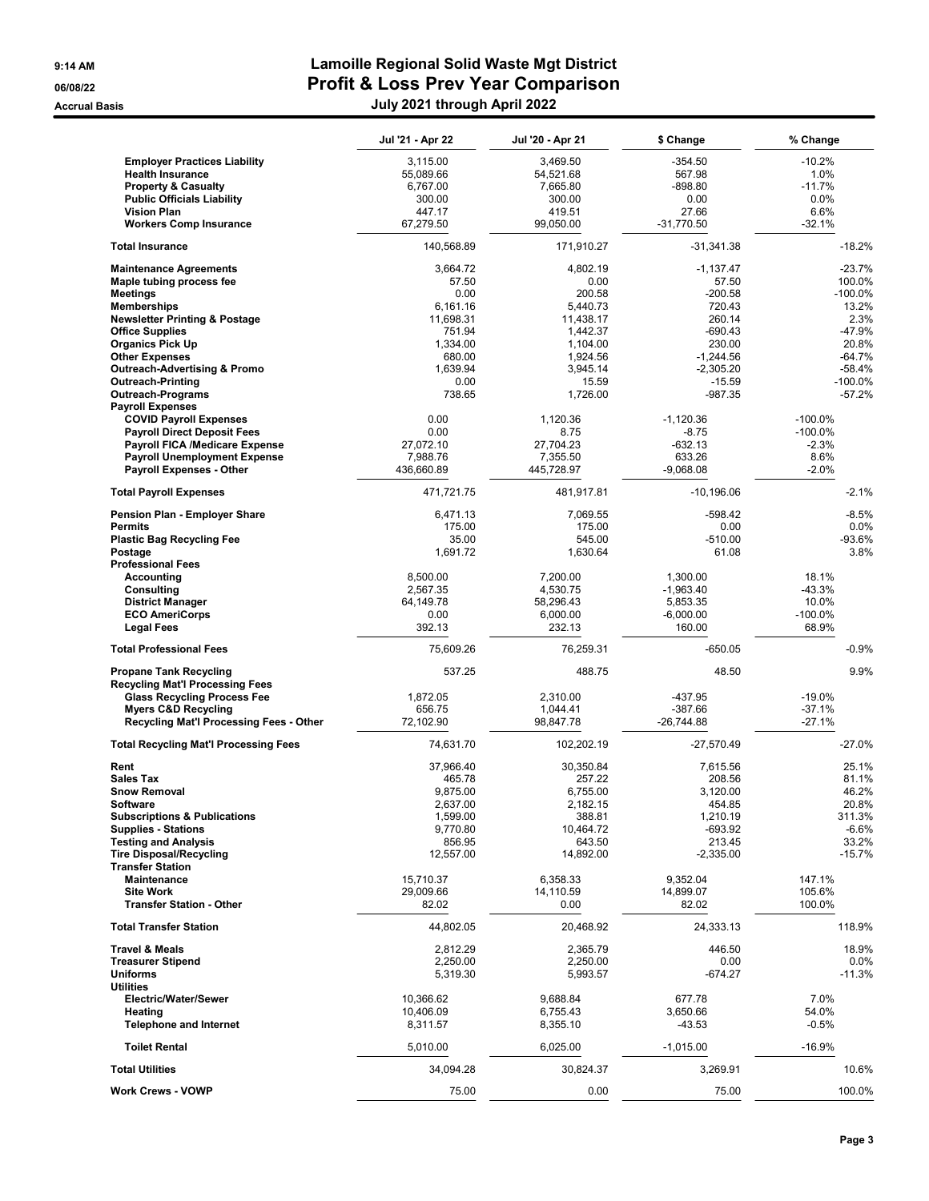# Lamoille Regional Solid Waste Mgt District

## Profit & Loss Prev Year Comparison

**Accrual Basis** — July 2021 through April 2022

| | Jul '21 - Apr 22 | Jul '20 - Apr 21 | $ Change | % Change |
|---|---|---|---|---|
| **Employer Practices Liability** | 3,115.00 | 3,469.50 | -354.50 | -10.2% |
| **Health Insurance** | 55,089.66 | 54,521.68 | 567.98 | 1.0% |
| **Property & Casualty** | 6,767.00 | 7,665.80 | -898.80 | -11.7% |
| **Public Officials Liability** | 300.00 | 300.00 | 0.00 | 0.0% |
| **Vision Plan** | 447.17 | 419.51 | 27.66 | 6.6% |
| **Workers Comp Insurance** | 67,279.50 | 99,050.00 | -31,770.50 | -32.1% |
| **Total Insurance** | 140,568.89 | 171,910.27 | -31,341.38 | -18.2% |
| **Maintenance Agreements** | 3,664.72 | 4,802.19 | -1,137.47 | -23.7% |
| **Maple tubing process fee** | 57.50 | 0.00 | 57.50 | 100.0% |
| **Meetings** | 0.00 | 200.58 | -200.58 | -100.0% |
| **Memberships** | 6,161.16 | 5,440.73 | 720.43 | 13.2% |
| **Newsletter Printing & Postage** | 11,698.31 | 11,438.17 | 260.14 | 2.3% |
| **Office Supplies** | 751.94 | 1,442.37 | -690.43 | -47.9% |
| **Organics Pick Up** | 1,334.00 | 1,104.00 | 230.00 | 20.8% |
| **Other Expenses** | 680.00 | 1,924.56 | -1,244.56 | -64.7% |
| **Outreach-Advertising & Promo** | 1,639.94 | 3,945.14 | -2,305.20 | -58.4% |
| **Outreach-Printing** | 0.00 | 15.59 | -15.59 | -100.0% |
| **Outreach-Programs** | 738.65 | 1,726.00 | -987.35 | -57.2% |
| **Payroll Expenses** | | | | |
| **COVID Payroll Expenses** | 0.00 | 1,120.36 | -1,120.36 | -100.0% |
| **Payroll Direct Deposit Fees** | 0.00 | 8.75 | -8.75 | -100.0% |
| **Payroll FICA /Medicare Expense** | 27,072.10 | 27,704.23 | -632.13 | -2.3% |
| **Payroll Unemployment Expense** | 7,988.76 | 7,355.50 | 633.26 | 8.6% |
| **Payroll Expenses - Other** | 436,660.89 | 445,728.97 | -9,068.08 | -2.0% |
| **Total Payroll Expenses** | 471,721.75 | 481,917.81 | -10,196.06 | -2.1% |
| **Pension Plan - Employer Share** | 6,471.13 | 7,069.55 | -598.42 | -8.5% |
| **Permits** | 175.00 | 175.00 | 0.00 | 0.0% |
| **Plastic Bag Recycling Fee** | 35.00 | 545.00 | -510.00 | -93.6% |
| **Postage** | 1,691.72 | 1,630.64 | 61.08 | 3.8% |
| **Professional Fees** | | | | |
| **Accounting** | 8,500.00 | 7,200.00 | 1,300.00 | 18.1% |
| **Consulting** | 2,567.35 | 4,530.75 | -1,963.40 | -43.3% |
| **District Manager** | 64,149.78 | 58,296.43 | 5,853.35 | 10.0% |
| **ECO AmeriCorps** | 0.00 | 6,000.00 | -6,000.00 | -100.0% |
| **Legal Fees** | 392.13 | 232.13 | 160.00 | 68.9% |
| **Total Professional Fees** | 75,609.26 | 76,259.31 | -650.05 | -0.9% |
| **Propane Tank Recycling** | 537.25 | 488.75 | 48.50 | 9.9% |
| **Recycling Mat'l Processing Fees** | | | | |
| **Glass Recycling Process Fee** | 1,872.05 | 2,310.00 | -437.95 | -19.0% |
| **Myers C&D Recycling** | 656.75 | 1,044.41 | -387.66 | -37.1% |
| **Recycling Mat'l Processing Fees - Other** | 72,102.90 | 98,847.78 | -26,744.88 | -27.1% |
| **Total Recycling Mat'l Processing Fees** | 74,631.70 | 102,202.19 | -27,570.49 | -27.0% |
| **Rent** | 37,966.40 | 30,350.84 | 7,615.56 | 25.1% |
| **Sales Tax** | 465.78 | 257.22 | 208.56 | 81.1% |
| **Snow Removal** | 9,875.00 | 6,755.00 | 3,120.00 | 46.2% |
| **Software** | 2,637.00 | 2,182.15 | 454.85 | 20.8% |
| **Subscriptions & Publications** | 1,599.00 | 388.81 | 1,210.19 | 311.3% |
| **Supplies - Stations** | 9,770.80 | 10,464.72 | -693.92 | -6.6% |
| **Testing and Analysis** | 856.95 | 643.50 | 213.45 | 33.2% |
| **Tire Disposal/Recycling** | 12,557.00 | 14,892.00 | -2,335.00 | -15.7% |
| **Transfer Station** | | | | |
| **Maintenance** | 15,710.37 | 6,358.33 | 9,352.04 | 147.1% |
| **Site Work** | 29,009.66 | 14,110.59 | 14,899.07 | 105.6% |
| **Transfer Station - Other** | 82.02 | 0.00 | 82.02 | 100.0% |
| **Total Transfer Station** | 44,802.05 | 20,468.92 | 24,333.13 | 118.9% |
| **Travel & Meals** | 2,812.29 | 2,365.79 | 446.50 | 18.9% |
| **Treasurer Stipend** | 2,250.00 | 2,250.00 | 0.00 | 0.0% |
| **Uniforms** | 5,319.30 | 5,993.57 | -674.27 | -11.3% |
| **Utilities** | | | | |
| **Electric/Water/Sewer** | 10,366.62 | 9,688.84 | 677.78 | 7.0% |
| **Heating** | 10,406.09 | 6,755.43 | 3,650.66 | 54.0% |
| **Telephone and Internet** | 8,311.57 | 8,355.10 | -43.53 | -0.5% |
| **Toilet Rental** | 5,010.00 | 6,025.00 | -1,015.00 | -16.9% |
| **Total Utilities** | 34,094.28 | 30,824.37 | 3,269.91 | 10.6% |
| **Work Crews - VOWP** | 75.00 | 0.00 | 75.00 | 100.0% |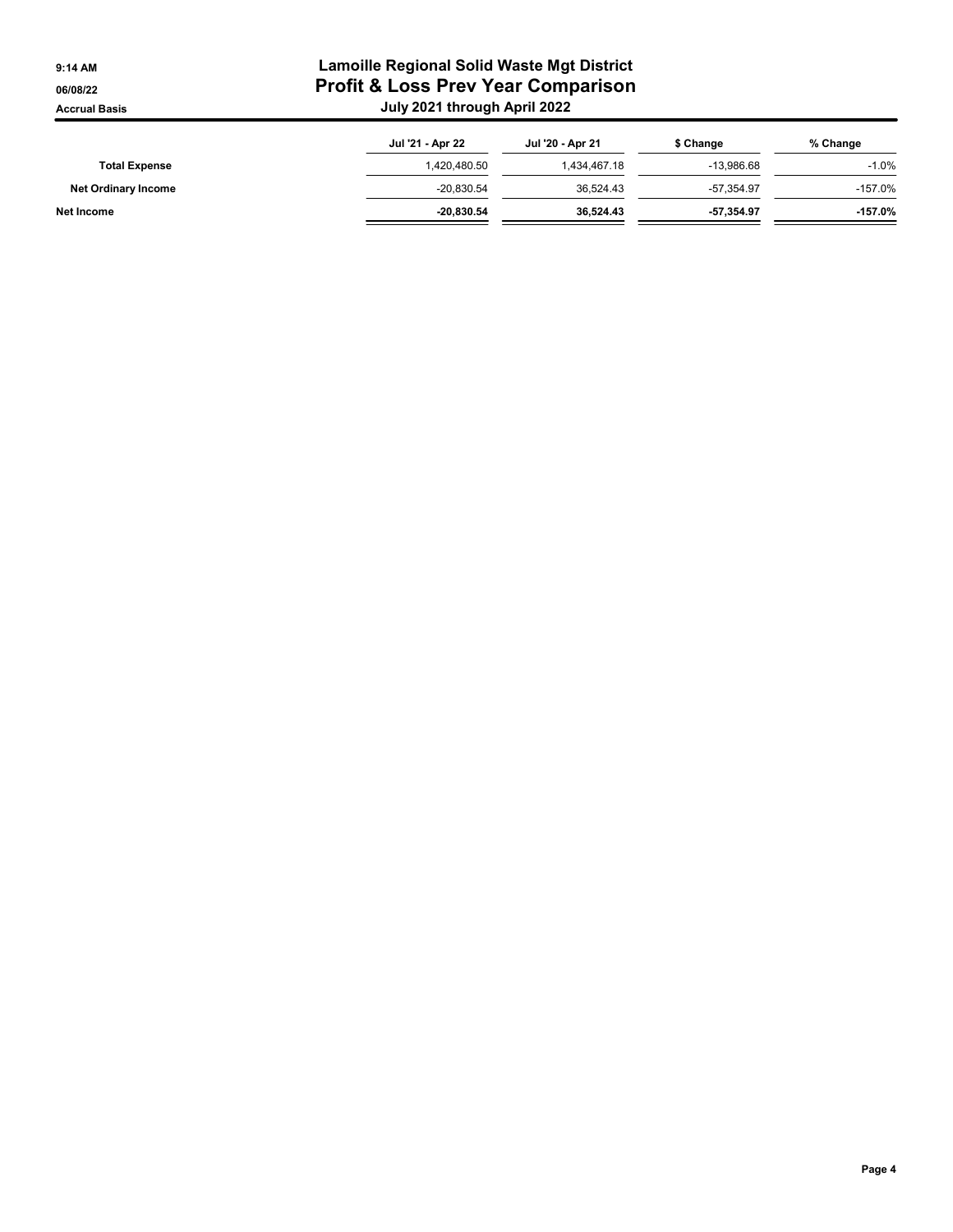# Lamoille Regional Solid Waste Mgt District
## Profit & Loss Prev Year Comparison
### July 2021 through April 2022

9:14 AM
06/08/22
Accrual Basis

| | Jul '21 - Apr 22 | Jul '20 - Apr 21 | $ Change | % Change |
|---|---|---|---|---|
| **Total Expense** | 1,420,480.50 | 1,434,467.18 | -13,986.68 | -1.0% |
| **Net Ordinary Income** | -20,830.54 | 36,524.43 | -57,354.97 | -157.0% |
| **Net Income** | **-20,830.54** | **36,524.43** | **-57,354.97** | **-157.0%** |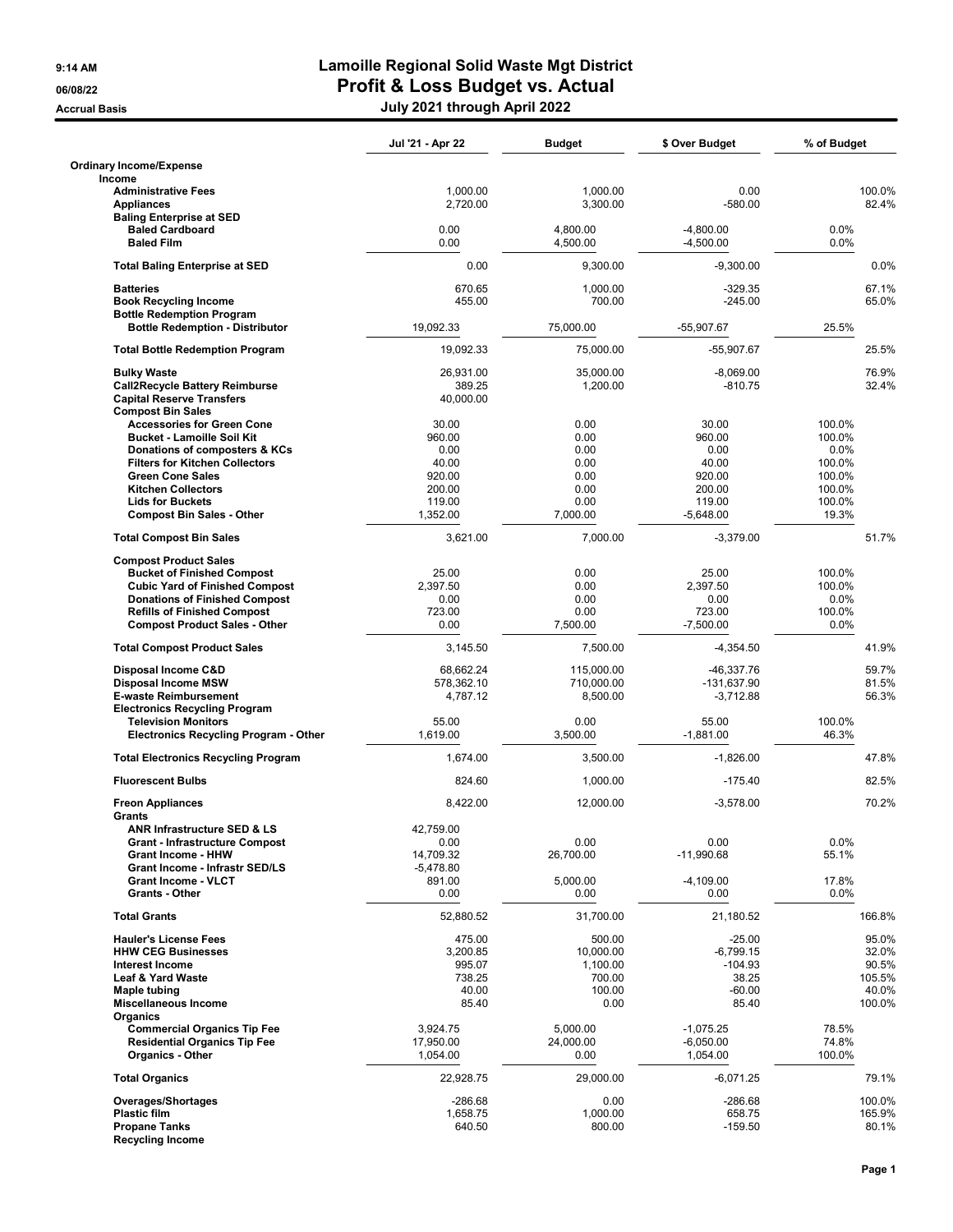# Lamoille Regional Solid Waste Mgt District

## Profit & Loss Budget vs. Actual

### July 2021 through April 2022

9:14 AM
06/08/22
Accrual Basis

| | Jul '21 - Apr 22 | Budget | $ Over Budget | % of Budget |
|---|---|---|---|---|
| **Ordinary Income/Expense** | | | | |
| **Income** | | | | |
| Administrative Fees | 1,000.00 | 1,000.00 | 0.00 | 100.0% |
| Appliances | 2,720.00 | 3,300.00 | -580.00 | 82.4% |
| Baling Enterprise at SED | | | | |
| Baled Cardboard | 0.00 | 4,800.00 | -4,800.00 | 0.0% |
| Baled Film | 0.00 | 4,500.00 | -4,500.00 | 0.0% |
| Total Baling Enterprise at SED | 0.00 | 9,300.00 | -9,300.00 | 0.0% |
| Batteries | 670.65 | 1,000.00 | -329.35 | 67.1% |
| Book Recycling Income | 455.00 | 700.00 | -245.00 | 65.0% |
| Bottle Redemption Program | | | | |
| Bottle Redemption - Distributor | 19,092.33 | 75,000.00 | -55,907.67 | 25.5% |
| Total Bottle Redemption Program | 19,092.33 | 75,000.00 | -55,907.67 | 25.5% |
| Bulky Waste | 26,931.00 | 35,000.00 | -8,069.00 | 76.9% |
| Call2Recycle Battery Reimburse | 389.25 | 1,200.00 | -810.75 | 32.4% |
| Capital Reserve Transfers | 40,000.00 | | | |
| Compost Bin Sales | | | | |
| Accessories for Green Cone | 30.00 | 0.00 | 30.00 | 100.0% |
| Bucket - Lamoille Soil Kit | 960.00 | 0.00 | 960.00 | 100.0% |
| Donations of composters & KCs | 0.00 | 0.00 | 0.00 | 0.0% |
| Filters for Kitchen Collectors | 40.00 | 0.00 | 40.00 | 100.0% |
| Green Cone Sales | 920.00 | 0.00 | 920.00 | 100.0% |
| Kitchen Collectors | 200.00 | 0.00 | 200.00 | 100.0% |
| Lids for Buckets | 119.00 | 0.00 | 119.00 | 100.0% |
| Compost Bin Sales - Other | 1,352.00 | 7,000.00 | -5,648.00 | 19.3% |
| Total Compost Bin Sales | 3,621.00 | 7,000.00 | -3,379.00 | 51.7% |
| Compost Product Sales | | | | |
| Bucket of Finished Compost | 25.00 | 0.00 | 25.00 | 100.0% |
| Cubic Yard of Finished Compost | 2,397.50 | 0.00 | 2,397.50 | 100.0% |
| Donations of Finished Compost | 0.00 | 0.00 | 0.00 | 0.0% |
| Refills of Finished Compost | 723.00 | 0.00 | 723.00 | 100.0% |
| Compost Product Sales - Other | 0.00 | 7,500.00 | -7,500.00 | 0.0% |
| Total Compost Product Sales | 3,145.50 | 7,500.00 | -4,354.50 | 41.9% |
| Disposal Income C&D | 68,662.24 | 115,000.00 | -46,337.76 | 59.7% |
| Disposal Income MSW | 578,362.10 | 710,000.00 | -131,637.90 | 81.5% |
| E-waste Reimbursement | 4,787.12 | 8,500.00 | -3,712.88 | 56.3% |
| Electronics Recycling Program | | | | |
| Television Monitors | 55.00 | 0.00 | 55.00 | 100.0% |
| Electronics Recycling Program - Other | 1,619.00 | 3,500.00 | -1,881.00 | 46.3% |
| Total Electronics Recycling Program | 1,674.00 | 3,500.00 | -1,826.00 | 47.8% |
| Fluorescent Bulbs | 824.60 | 1,000.00 | -175.40 | 82.5% |
| Freon Appliances | 8,422.00 | 12,000.00 | -3,578.00 | 70.2% |
| Grants | | | | |
| ANR Infrastructure SED & LS | 42,759.00 | | | |
| Grant - Infrastructure Compost | 0.00 | 0.00 | 0.00 | 0.0% |
| Grant Income - HHW | 14,709.32 | 26,700.00 | -11,990.68 | 55.1% |
| Grant Income - Infrastr SED/LS | -5,478.80 | | | |
| Grant Income - VLCT | 891.00 | 5,000.00 | -4,109.00 | 17.8% |
| Grants - Other | 0.00 | 0.00 | 0.00 | 0.0% |
| Total Grants | 52,880.52 | 31,700.00 | 21,180.52 | 166.8% |
| Hauler's License Fees | 475.00 | 500.00 | -25.00 | 95.0% |
| HHW CEG Businesses | 3,200.85 | 10,000.00 | -6,799.15 | 32.0% |
| Interest Income | 995.07 | 1,100.00 | -104.93 | 90.5% |
| Leaf & Yard Waste | 738.25 | 700.00 | 38.25 | 105.5% |
| Maple tubing | 40.00 | 100.00 | -60.00 | 40.0% |
| Miscellaneous Income | 85.40 | 0.00 | 85.40 | 100.0% |
| Organics | | | | |
| Commercial Organics Tip Fee | 3,924.75 | 5,000.00 | -1,075.25 | 78.5% |
| Residential Organics Tip Fee | 17,950.00 | 24,000.00 | -6,050.00 | 74.8% |
| Organics - Other | 1,054.00 | 0.00 | 1,054.00 | 100.0% |
| Total Organics | 22,928.75 | 29,000.00 | -6,071.25 | 79.1% |
| Overages/Shortages | -286.68 | 0.00 | -286.68 | 100.0% |
| Plastic film | 1,658.75 | 1,000.00 | 658.75 | 165.9% |
| Propane Tanks | 640.50 | 800.00 | -159.50 | 80.1% |
| Recycling Income | | | | |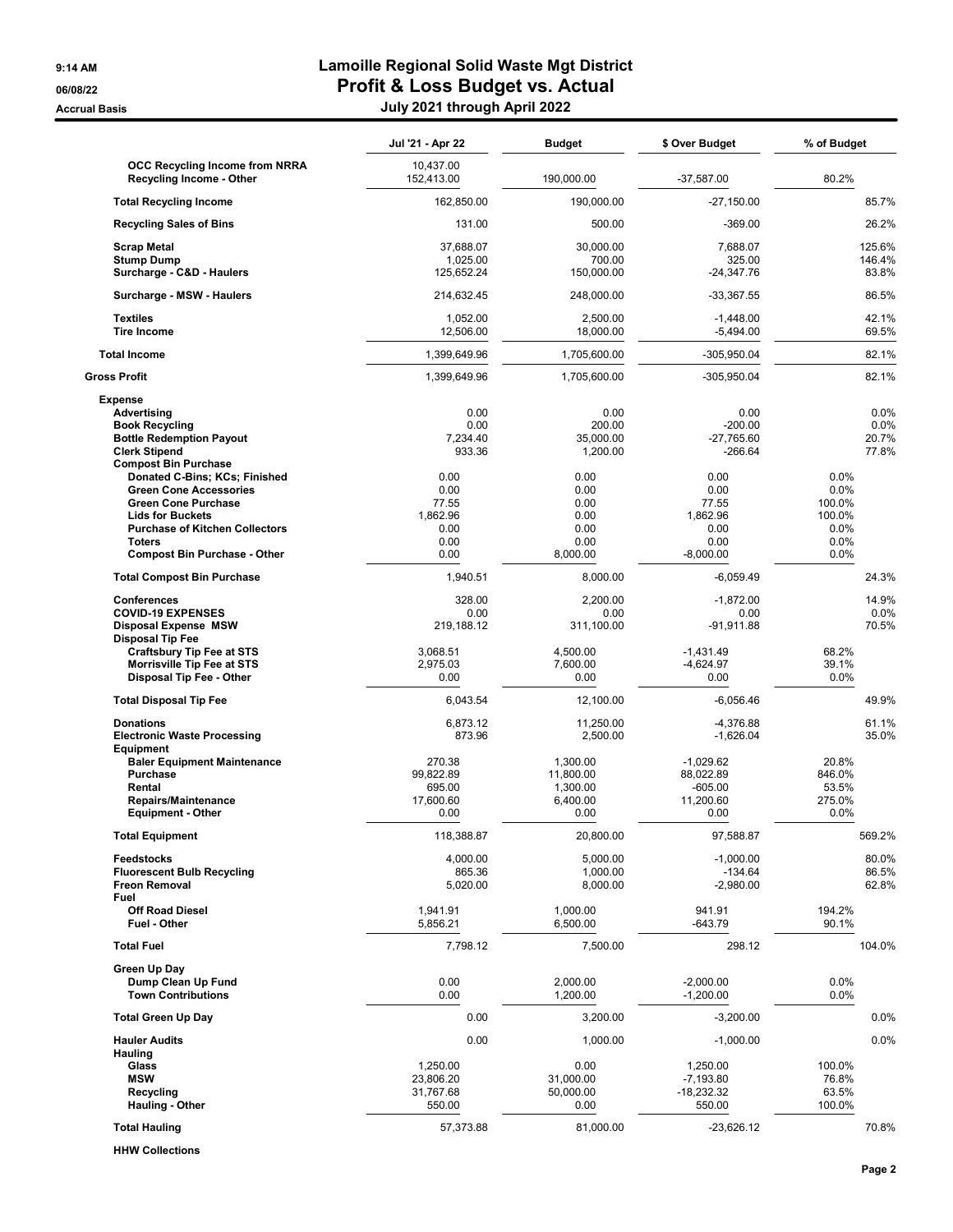# Lamoille Regional Solid Waste Mgt District
## Profit & Loss Budget vs. Actual
### July 2021 through April 2022

Accrual Basis

| | Jul '21 - Apr 22 | Budget | $ Over Budget | % of Budget |
|---|---|---|---|---|
| OCC Recycling Income from NRRA | 10,437.00 | | | |
| Recycling Income - Other | 152,413.00 | 190,000.00 | -37,587.00 | 80.2% |
| **Total Recycling Income** | 162,850.00 | 190,000.00 | -27,150.00 | 85.7% |
| **Recycling Sales of Bins** | 131.00 | 500.00 | -369.00 | 26.2% |
| **Scrap Metal** | 37,688.07 | 30,000.00 | 7,688.07 | 125.6% |
| **Stump Dump** | 1,025.00 | 700.00 | 325.00 | 146.4% |
| **Surcharge - C&D - Haulers** | 125,652.24 | 150,000.00 | -24,347.76 | 83.8% |
| **Surcharge - MSW - Haulers** | 214,632.45 | 248,000.00 | -33,367.55 | 86.5% |
| **Textiles** | 1,052.00 | 2,500.00 | -1,448.00 | 42.1% |
| **Tire Income** | 12,506.00 | 18,000.00 | -5,494.00 | 69.5% |
| **Total Income** | 1,399,649.96 | 1,705,600.00 | -305,950.04 | 82.1% |
| **Gross Profit** | 1,399,649.96 | 1,705,600.00 | -305,950.04 | 82.1% |
| **Expense** | | | | |
| Advertising | 0.00 | 0.00 | 0.00 | 0.0% |
| Book Recycling | 0.00 | 200.00 | -200.00 | 0.0% |
| Bottle Redemption Payout | 7,234.40 | 35,000.00 | -27,765.60 | 20.7% |
| Clerk Stipend | 933.36 | 1,200.00 | -266.64 | 77.8% |
| Compost Bin Purchase | | | | |
| Donated C-Bins; KCs; Finished | 0.00 | 0.00 | 0.00 | 0.0% |
| Green Cone Accessories | 0.00 | 0.00 | 0.00 | 0.0% |
| Green Cone Purchase | 77.55 | 0.00 | 77.55 | 100.0% |
| Lids for Buckets | 1,862.96 | 0.00 | 1,862.96 | 100.0% |
| Purchase of Kitchen Collectors | 0.00 | 0.00 | 0.00 | 0.0% |
| Toters | 0.00 | 0.00 | 0.00 | 0.0% |
| Compost Bin Purchase - Other | 0.00 | 8,000.00 | -8,000.00 | 0.0% |
| **Total Compost Bin Purchase** | 1,940.51 | 8,000.00 | -6,059.49 | 24.3% |
| Conferences | 328.00 | 2,200.00 | -1,872.00 | 14.9% |
| COVID-19 EXPENSES | 0.00 | 0.00 | 0.00 | 0.0% |
| Disposal Expense MSW | 219,188.12 | 311,100.00 | -91,911.88 | 70.5% |
| Disposal Tip Fee | | | | |
| Craftsbury Tip Fee at STS | 3,068.51 | 4,500.00 | -1,431.49 | 68.2% |
| Morrisville Tip Fee at STS | 2,975.03 | 7,600.00 | -4,624.97 | 39.1% |
| Disposal Tip Fee - Other | 0.00 | 0.00 | 0.00 | 0.0% |
| **Total Disposal Tip Fee** | 6,043.54 | 12,100.00 | -6,056.46 | 49.9% |
| Donations | 6,873.12 | 11,250.00 | -4,376.88 | 61.1% |
| Electronic Waste Processing | 873.96 | 2,500.00 | -1,626.04 | 35.0% |
| Equipment | | | | |
| Baler Equipment Maintenance | 270.38 | 1,300.00 | -1,029.62 | 20.8% |
| Purchase | 99,822.89 | 11,800.00 | 88,022.89 | 846.0% |
| Rental | 695.00 | 1,300.00 | -605.00 | 53.5% |
| Repairs/Maintenance | 17,600.60 | 6,400.00 | 11,200.60 | 275.0% |
| Equipment - Other | 0.00 | 0.00 | 0.00 | 0.0% |
| **Total Equipment** | 118,388.87 | 20,800.00 | 97,588.87 | 569.2% |
| Feedstocks | 4,000.00 | 5,000.00 | -1,000.00 | 80.0% |
| Fluorescent Bulb Recycling | 865.36 | 1,000.00 | -134.64 | 86.5% |
| Freon Removal | 5,020.00 | 8,000.00 | -2,980.00 | 62.8% |
| Fuel | | | | |
| Off Road Diesel | 1,941.91 | 1,000.00 | 941.91 | 194.2% |
| Fuel - Other | 5,856.21 | 6,500.00 | -643.79 | 90.1% |
| **Total Fuel** | 7,798.12 | 7,500.00 | 298.12 | 104.0% |
| Green Up Day | | | | |
| Dump Clean Up Fund | 0.00 | 2,000.00 | -2,000.00 | 0.0% |
| Town Contributions | 0.00 | 1,200.00 | -1,200.00 | 0.0% |
| **Total Green Up Day** | 0.00 | 3,200.00 | -3,200.00 | 0.0% |
| Hauler Audits | 0.00 | 1,000.00 | -1,000.00 | 0.0% |
| Hauling | | | | |
| Glass | 1,250.00 | 0.00 | 1,250.00 | 100.0% |
| MSW | 23,806.20 | 31,000.00 | -7,193.80 | 76.8% |
| Recycling | 31,767.68 | 50,000.00 | -18,232.32 | 63.5% |
| Hauling - Other | 550.00 | 0.00 | 550.00 | 100.0% |
| **Total Hauling** | 57,373.88 | 81,000.00 | -23,626.12 | 70.8% |
| HHW Collections | | | | |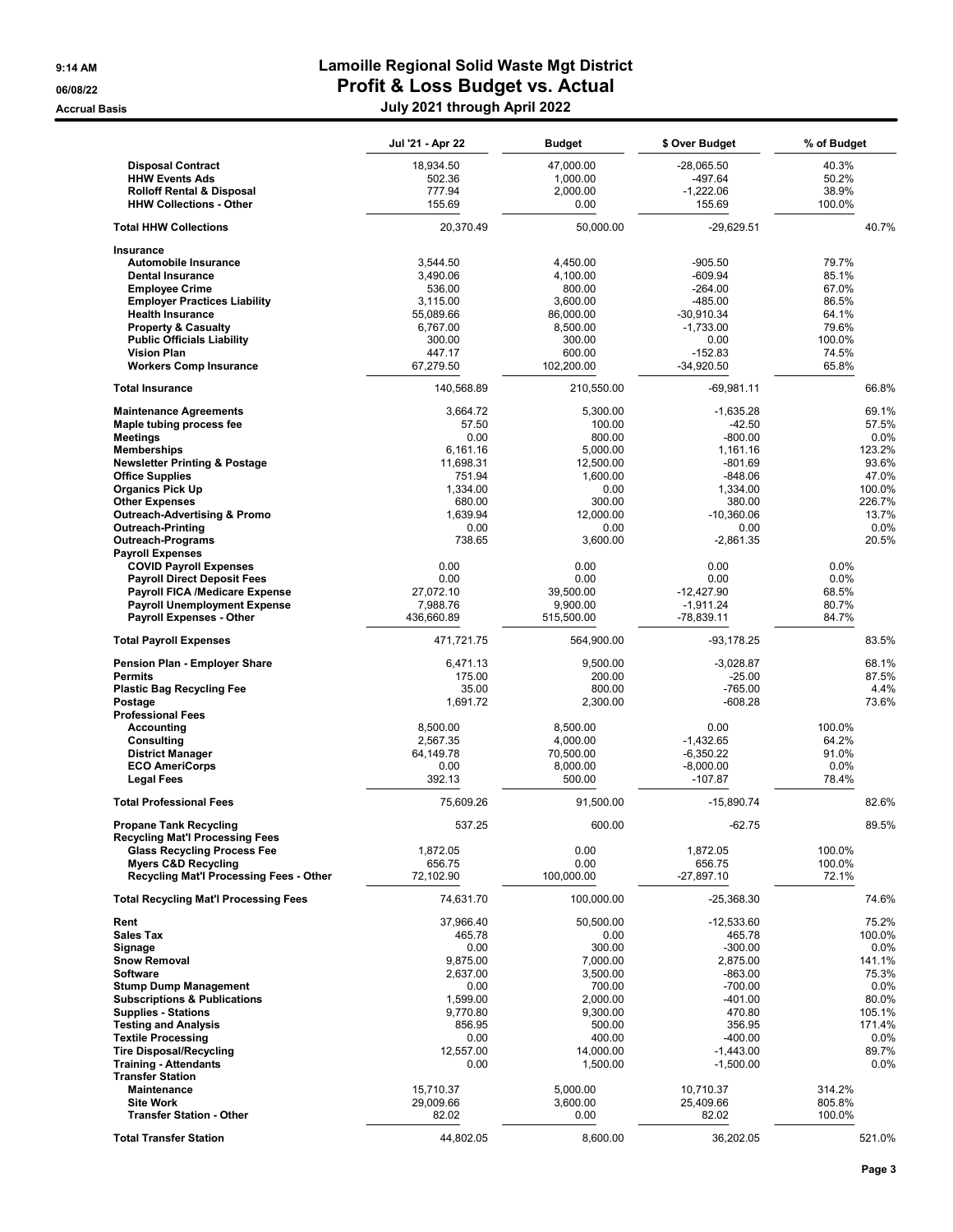# Lamoille Regional Solid Waste Mgt District

## Profit & Loss Budget vs. Actual

### July 2021 through April 2022

9:14 AM
06/08/22
Accrual Basis

| | Jul '21 - Apr 22 | Budget | $ Over Budget | % of Budget |
|---|---|---|---|---|
| Disposal Contract | 18,934.50 | 47,000.00 | -28,065.50 | 40.3% |
| HHW Events Ads | 502.36 | 1,000.00 | -497.64 | 50.2% |
| Rolloff Rental & Disposal | 777.94 | 2,000.00 | -1,222.06 | 38.9% |
| HHW Collections - Other | 155.69 | 0.00 | 155.69 | 100.0% |
| **Total HHW Collections** | 20,370.49 | 50,000.00 | -29,629.51 | 40.7% |
| **Insurance** | | | | |
| Automobile Insurance | 3,544.50 | 4,450.00 | -905.50 | 79.7% |
| Dental Insurance | 3,490.06 | 4,100.00 | -609.94 | 85.1% |
| Employee Crime | 536.00 | 800.00 | -264.00 | 67.0% |
| Employer Practices Liability | 3,115.00 | 3,600.00 | -485.00 | 86.5% |
| Health Insurance | 55,089.66 | 86,000.00 | -30,910.34 | 64.1% |
| Property & Casualty | 6,767.00 | 8,500.00 | -1,733.00 | 79.6% |
| Public Officials Liability | 300.00 | 300.00 | 0.00 | 100.0% |
| Vision Plan | 447.17 | 600.00 | -152.83 | 74.5% |
| Workers Comp Insurance | 67,279.50 | 102,200.00 | -34,920.50 | 65.8% |
| **Total Insurance** | 140,568.89 | 210,550.00 | -69,981.11 | 66.8% |
| **Maintenance Agreements** | 3,664.72 | 5,300.00 | -1,635.28 | 69.1% |
| **Maple tubing process fee** | 57.50 | 100.00 | -42.50 | 57.5% |
| **Meetings** | 0.00 | 800.00 | -800.00 | 0.0% |
| **Memberships** | 6,161.16 | 5,000.00 | 1,161.16 | 123.2% |
| **Newsletter Printing & Postage** | 11,698.31 | 12,500.00 | -801.69 | 93.6% |
| **Office Supplies** | 751.94 | 1,600.00 | -848.06 | 47.0% |
| **Organics Pick Up** | 1,334.00 | 0.00 | 1,334.00 | 100.0% |
| **Other Expenses** | 680.00 | 300.00 | 380.00 | 226.7% |
| **Outreach-Advertising & Promo** | 1,639.94 | 12,000.00 | -10,360.06 | 13.7% |
| **Outreach-Printing** | 0.00 | 0.00 | 0.00 | 0.0% |
| **Outreach-Programs** | 738.65 | 3,600.00 | -2,861.35 | 20.5% |
| **Payroll Expenses** | | | | |
| COVID Payroll Expenses | 0.00 | 0.00 | 0.00 | 0.0% |
| Payroll Direct Deposit Fees | 0.00 | 0.00 | 0.00 | 0.0% |
| Payroll FICA /Medicare Expense | 27,072.10 | 39,500.00 | -12,427.90 | 68.5% |
| Payroll Unemployment Expense | 7,988.76 | 9,900.00 | -1,911.24 | 80.7% |
| Payroll Expenses - Other | 436,660.89 | 515,500.00 | -78,839.11 | 84.7% |
| **Total Payroll Expenses** | 471,721.75 | 564,900.00 | -93,178.25 | 83.5% |
| **Pension Plan - Employer Share** | 6,471.13 | 9,500.00 | -3,028.87 | 68.1% |
| **Permits** | 175.00 | 200.00 | -25.00 | 87.5% |
| **Plastic Bag Recycling Fee** | 35.00 | 800.00 | -765.00 | 4.4% |
| **Postage** | 1,691.72 | 2,300.00 | -608.28 | 73.6% |
| **Professional Fees** | | | | |
| Accounting | 8,500.00 | 8,500.00 | 0.00 | 100.0% |
| Consulting | 2,567.35 | 4,000.00 | -1,432.65 | 64.2% |
| District Manager | 64,149.78 | 70,500.00 | -6,350.22 | 91.0% |
| ECO AmeriCorps | 0.00 | 8,000.00 | -8,000.00 | 0.0% |
| Legal Fees | 392.13 | 500.00 | -107.87 | 78.4% |
| **Total Professional Fees** | 75,609.26 | 91,500.00 | -15,890.74 | 82.6% |
| **Propane Tank Recycling** | 537.25 | 600.00 | -62.75 | 89.5% |
| **Recycling Mat'l Processing Fees** | | | | |
| Glass Recycling Process Fee | 1,872.05 | 0.00 | 1,872.05 | 100.0% |
| Myers C&D Recycling | 656.75 | 0.00 | 656.75 | 100.0% |
| Recycling Mat'l Processing Fees - Other | 72,102.90 | 100,000.00 | -27,897.10 | 72.1% |
| **Total Recycling Mat'l Processing Fees** | 74,631.70 | 100,000.00 | -25,368.30 | 74.6% |
| **Rent** | 37,966.40 | 50,500.00 | -12,533.60 | 75.2% |
| **Sales Tax** | 465.78 | 0.00 | 465.78 | 100.0% |
| **Signage** | 0.00 | 300.00 | -300.00 | 0.0% |
| **Snow Removal** | 9,875.00 | 7,000.00 | 2,875.00 | 141.1% |
| **Software** | 2,637.00 | 3,500.00 | -863.00 | 75.3% |
| **Stump Dump Management** | 0.00 | 700.00 | -700.00 | 0.0% |
| **Subscriptions & Publications** | 1,599.00 | 2,000.00 | -401.00 | 80.0% |
| **Supplies - Stations** | 9,770.80 | 9,300.00 | 470.80 | 105.1% |
| **Testing and Analysis** | 856.95 | 500.00 | 356.95 | 171.4% |
| **Textile Processing** | 0.00 | 400.00 | -400.00 | 0.0% |
| **Tire Disposal/Recycling** | 12,557.00 | 14,000.00 | -1,443.00 | 89.7% |
| **Training - Attendants** | 0.00 | 1,500.00 | -1,500.00 | 0.0% |
| **Transfer Station** | | | | |
| Maintenance | 15,710.37 | 5,000.00 | 10,710.37 | 314.2% |
| Site Work | 29,009.66 | 3,600.00 | 25,409.66 | 805.8% |
| Transfer Station - Other | 82.02 | 0.00 | 82.02 | 100.0% |
| **Total Transfer Station** | 44,802.05 | 8,600.00 | 36,202.05 | 521.0% |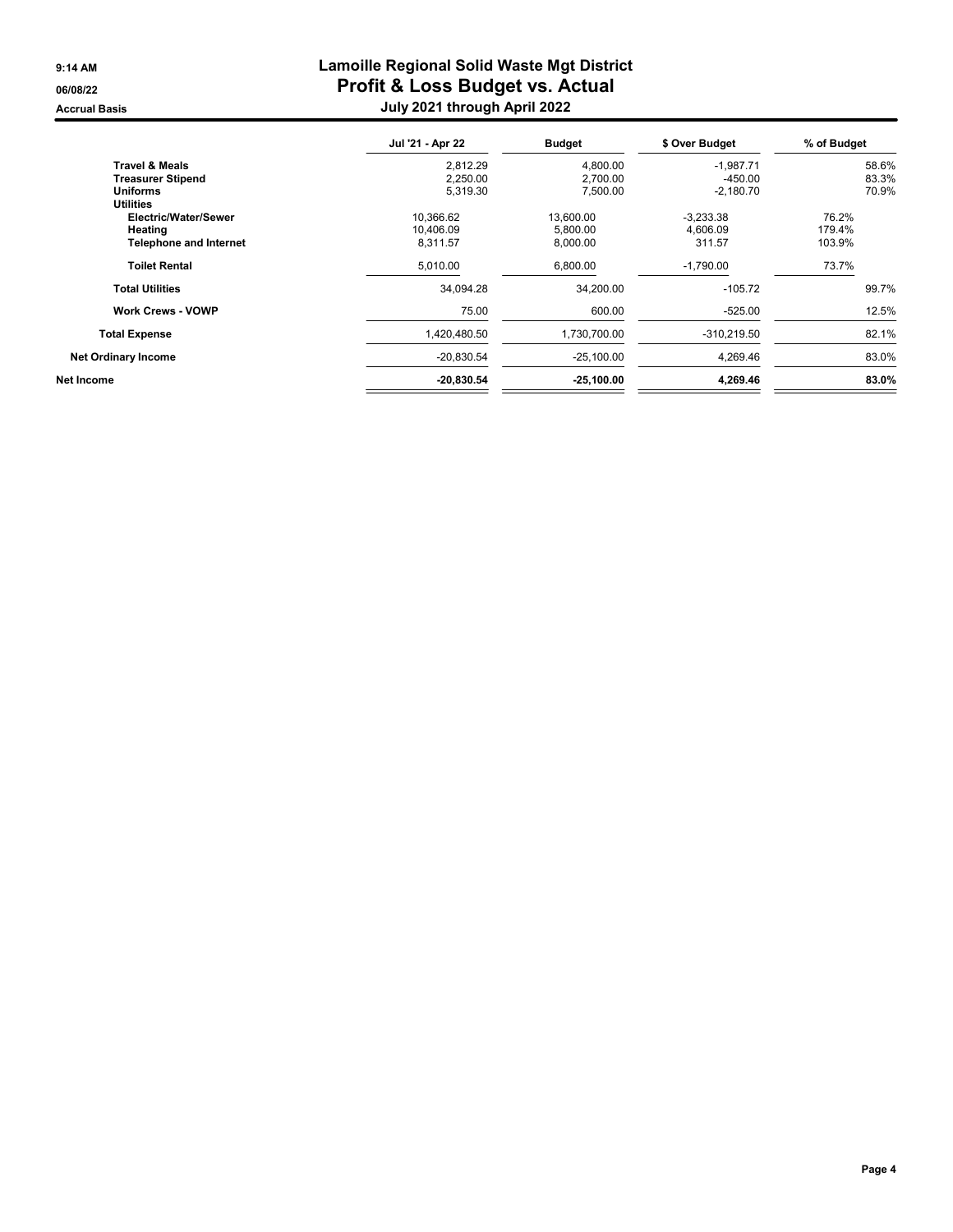# Lamoille Regional Solid Waste Mgt District

## Profit & Loss Budget vs. Actual

### July 2021 through April 2022

Accrual Basis

| | Jul '21 - Apr 22 | Budget | $ Over Budget | % of Budget |
|---|---|---|---|---|
| **Travel & Meals** | 2,812.29 | 4,800.00 | -1,987.71 | 58.6% |
| **Treasurer Stipend** | 2,250.00 | 2,700.00 | -450.00 | 83.3% |
| **Uniforms** | 5,319.30 | 7,500.00 | -2,180.70 | 70.9% |
| **Utilities** | | | | |
| **Electric/Water/Sewer** | 10,366.62 | 13,600.00 | -3,233.38 | 76.2% |
| **Heating** | 10,406.09 | 5,800.00 | 4,606.09 | 179.4% |
| **Telephone and Internet** | 8,311.57 | 8,000.00 | 311.57 | 103.9% |
| **Toilet Rental** | 5,010.00 | 6,800.00 | -1,790.00 | 73.7% |
| **Total Utilities** | 34,094.28 | 34,200.00 | -105.72 | 99.7% |
| **Work Crews - VOWP** | 75.00 | 600.00 | -525.00 | 12.5% |
| **Total Expense** | 1,420,480.50 | 1,730,700.00 | -310,219.50 | 82.1% |
| **Net Ordinary Income** | -20,830.54 | -25,100.00 | 4,269.46 | 83.0% |
| **Net Income** | **-20,830.54** | **-25,100.00** | **4,269.46** | **83.0%** |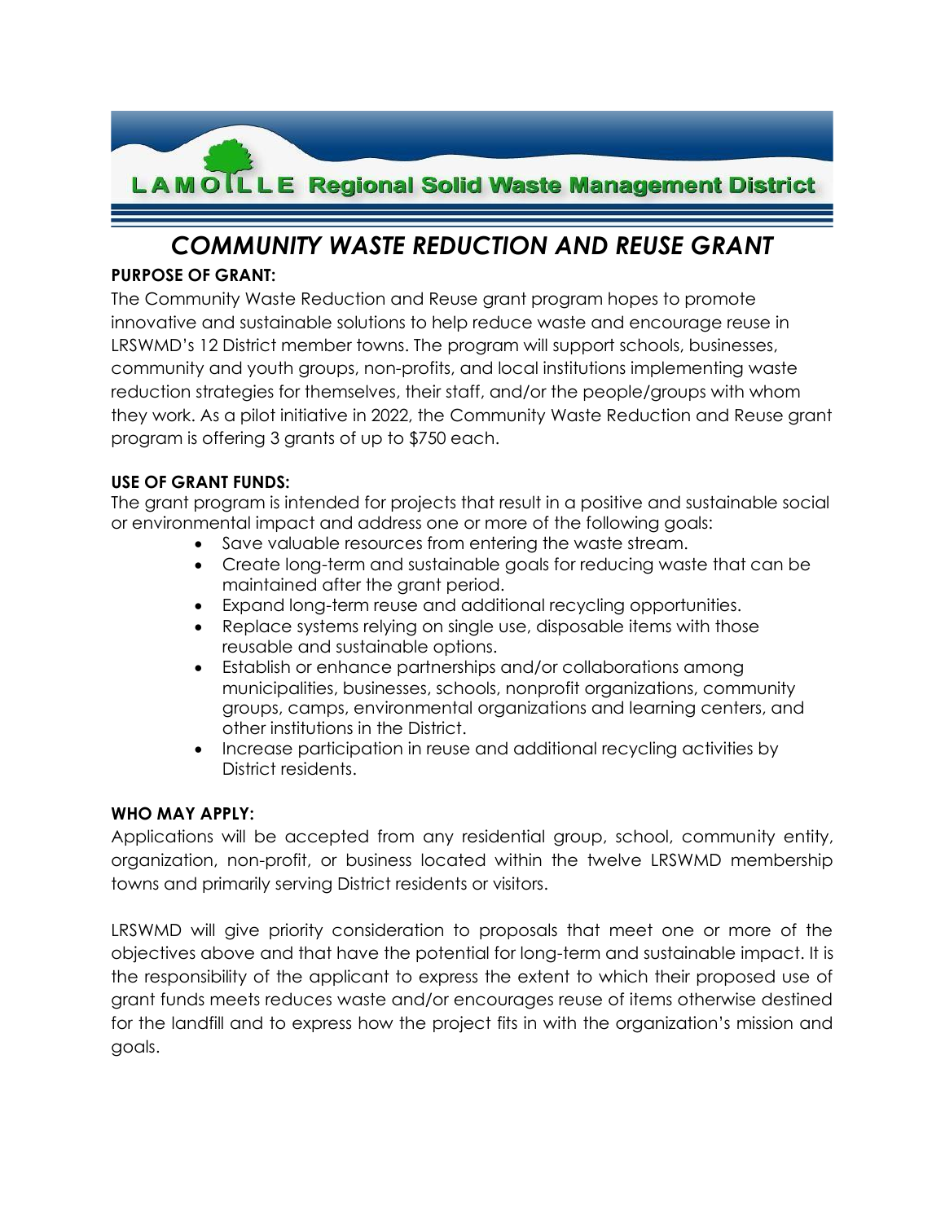LAMOILLE Regional Solid Waste Management District

# *COMMUNITY WASTE REDUCTION AND REUSE GRANT*

**PURPOSE OF GRANT:**

The Community Waste Reduction and Reuse grant program hopes to promote innovative and sustainable solutions to help reduce waste and encourage reuse in LRSWMD's 12 District member towns. The program will support schools, businesses, community and youth groups, non-profits, and local institutions implementing waste reduction strategies for themselves, their staff, and/or the people/groups with whom they work. As a pilot initiative in 2022, the Community Waste Reduction and Reuse grant program is offering 3 grants of up to $750 each.

**USE OF GRANT FUNDS:**

The grant program is intended for projects that result in a positive and sustainable social or environmental impact and address one or more of the following goals:

- Save valuable resources from entering the waste stream.
- Create long-term and sustainable goals for reducing waste that can be maintained after the grant period.
- Expand long-term reuse and additional recycling opportunities.
- Replace systems relying on single use, disposable items with those reusable and sustainable options.
- Establish or enhance partnerships and/or collaborations among municipalities, businesses, schools, nonprofit organizations, community groups, camps, environmental organizations and learning centers, and other institutions in the District.
- Increase participation in reuse and additional recycling activities by District residents.

**WHO MAY APPLY:**

Applications will be accepted from any residential group, school, community entity, organization, non-profit, or business located within the twelve LRSWMD membership towns and primarily serving District residents or visitors.

LRSWMD will give priority consideration to proposals that meet one or more of the objectives above and that have the potential for long-term and sustainable impact. It is the responsibility of the applicant to express the extent to which their proposed use of grant funds meets reduces waste and/or encourages reuse of items otherwise destined for the landfill and to express how the project fits in with the organization's mission and goals.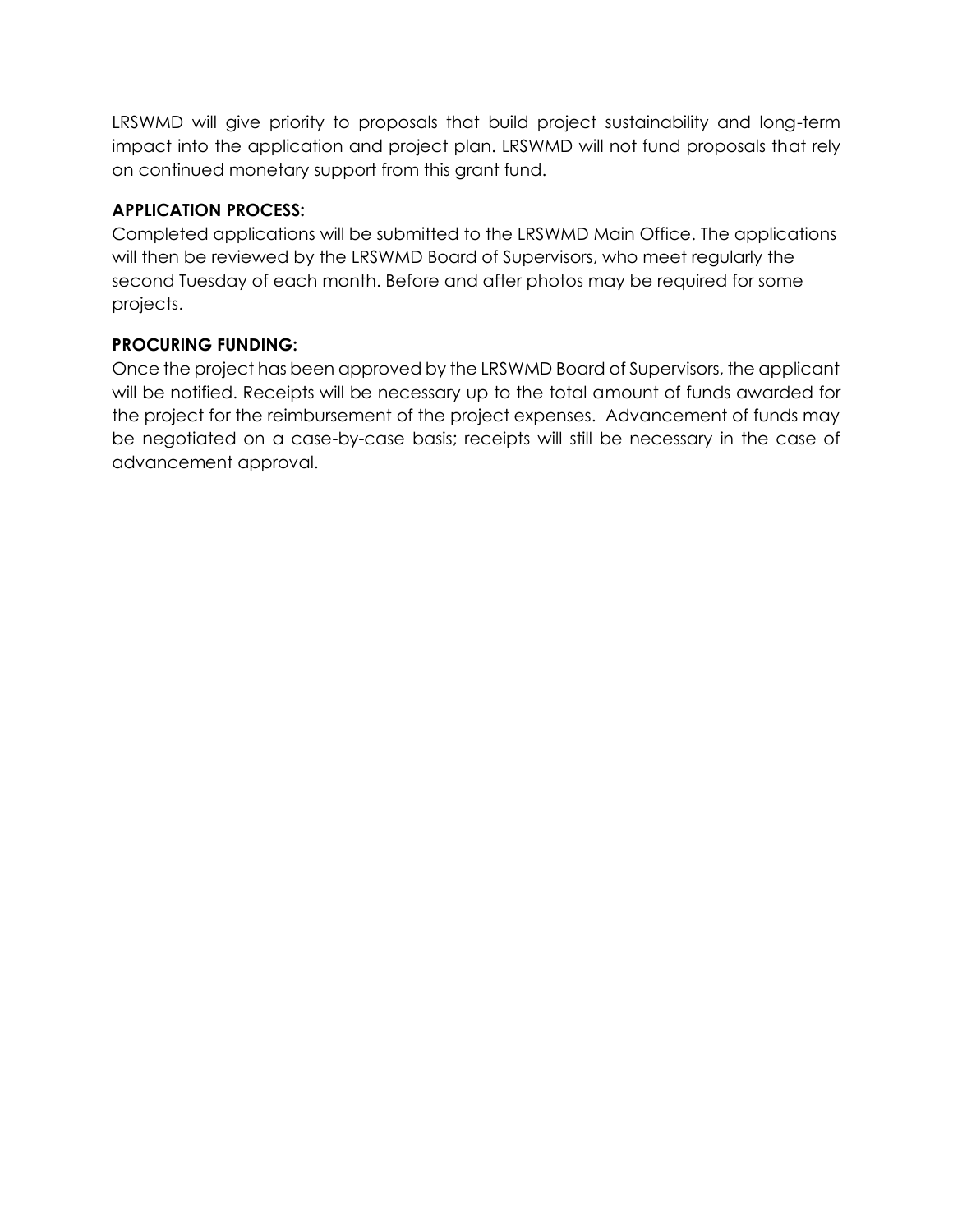LRSWMD will give priority to proposals that build project sustainability and long-term impact into the application and project plan. LRSWMD will not fund proposals that rely on continued monetary support from this grant fund.

**APPLICATION PROCESS:**

Completed applications will be submitted to the LRSWMD Main Office. The applications will then be reviewed by the LRSWMD Board of Supervisors, who meet regularly the second Tuesday of each month. Before and after photos may be required for some projects.

**PROCURING FUNDING:**

Once the project has been approved by the LRSWMD Board of Supervisors, the applicant will be notified. Receipts will be necessary up to the total amount of funds awarded for the project for the reimbursement of the project expenses. Advancement of funds may be negotiated on a case-by-case basis; receipts will still be necessary in the case of advancement approval.